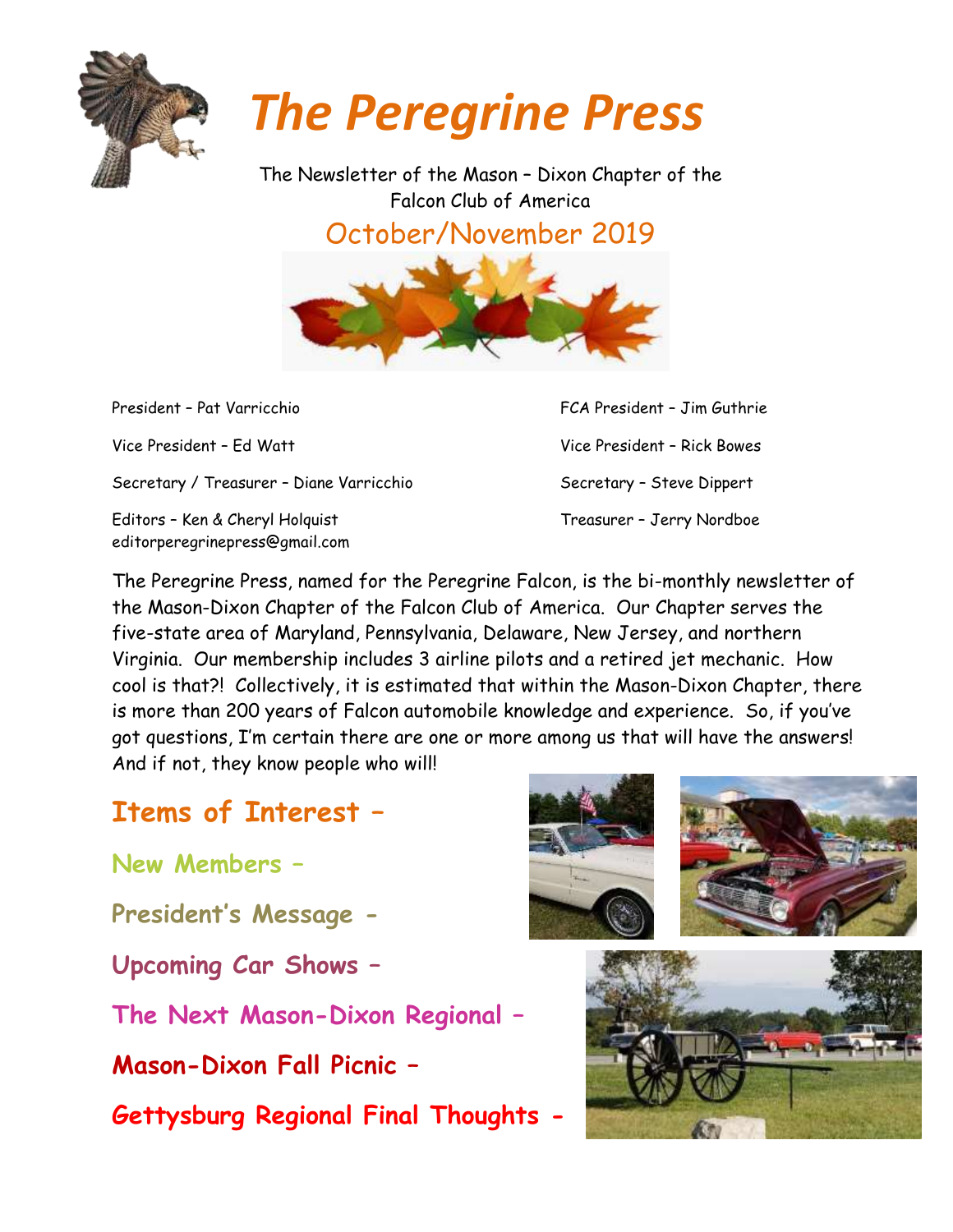# *The Peregrine Press*

The Newsletter of the Mason – Dixon Chapter of the Falcon Club of America

## October/November 2019

President – Pat Varricchio

Vice President – Ed Watt

Secretary / Treasurer – Diane Varricchio

Editors – Ken & Cheryl Holquist
editorperegrinepress@gmail.com

FCA President – Jim Guthrie

Vice President – Rick Bowes

Secretary – Steve Dippert

Treasurer – Jerry Nordboe

The Peregrine Press, named for the Peregrine Falcon, is the bi-monthly newsletter of the Mason-Dixon Chapter of the Falcon Club of America. Our Chapter serves the five-state area of Maryland, Pennsylvania, Delaware, New Jersey, and northern Virginia. Our membership includes 3 airline pilots and a retired jet mechanic. How cool is that?! Collectively, it is estimated that within the Mason-Dixon Chapter, there is more than 200 years of Falcon automobile knowledge and experience. So, if you've got questions, I'm certain there are one or more among us that will have the answers! And if not, they know people who will!

## Items of Interest –

**New Members –**

**President's Message -**

**Upcoming Car Shows –**

**The Next Mason-Dixon Regional –**

**Mason-Dixon Fall Picnic –**

**Gettysburg Regional Final Thoughts -**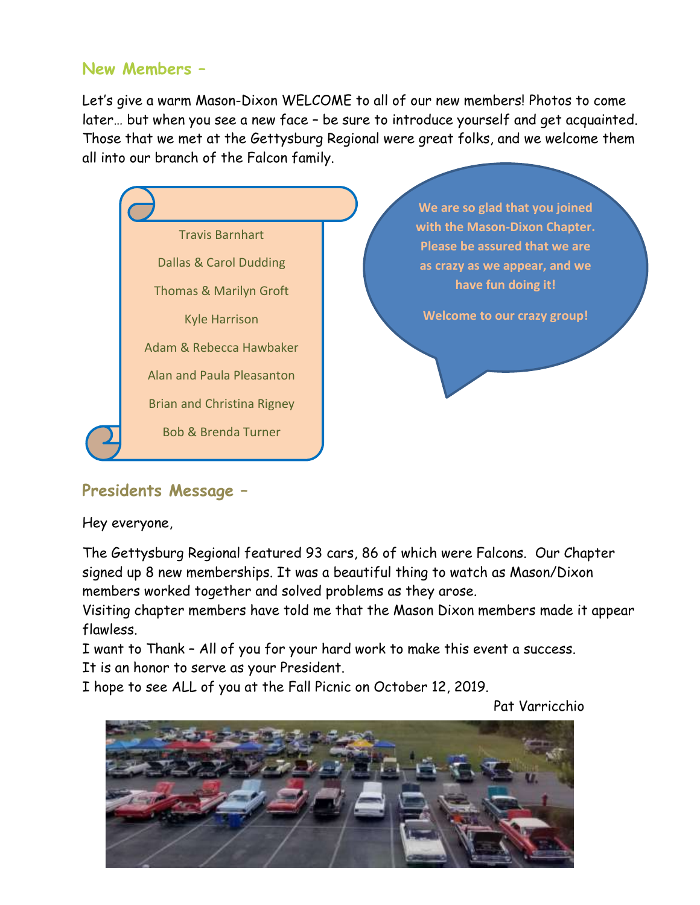## New Members –

Let's give a warm Mason-Dixon WELCOME to all of our new members! Photos to come later… but when you see a new face – be sure to introduce yourself and get acquainted. Those that we met at the Gettysburg Regional were great folks, and we welcome them all into our branch of the Falcon family.

Travis Barnhart

Dallas & Carol Dudding

Thomas & Marilyn Groft

Kyle Harrison

Adam & Rebecca Hawbaker

Alan and Paula Pleasanton

Brian and Christina Rigney

Bob & Brenda Turner

**We are so glad that you joined with the Mason-Dixon Chapter. Please be assured that we are as crazy as we appear, and we have fun doing it!**

**Welcome to our crazy group!**

## Presidents Message –

Hey everyone,

The Gettysburg Regional featured 93 cars, 86 of which were Falcons. Our Chapter signed up 8 new memberships. It was a beautiful thing to watch as Mason/Dixon members worked together and solved problems as they arose.

Visiting chapter members have told me that the Mason Dixon members made it appear flawless.

I want to Thank – All of you for your hard work to make this event a success.

It is an honor to serve as your President.

I hope to see ALL of you at the Fall Picnic on October 12, 2019.

Pat Varricchio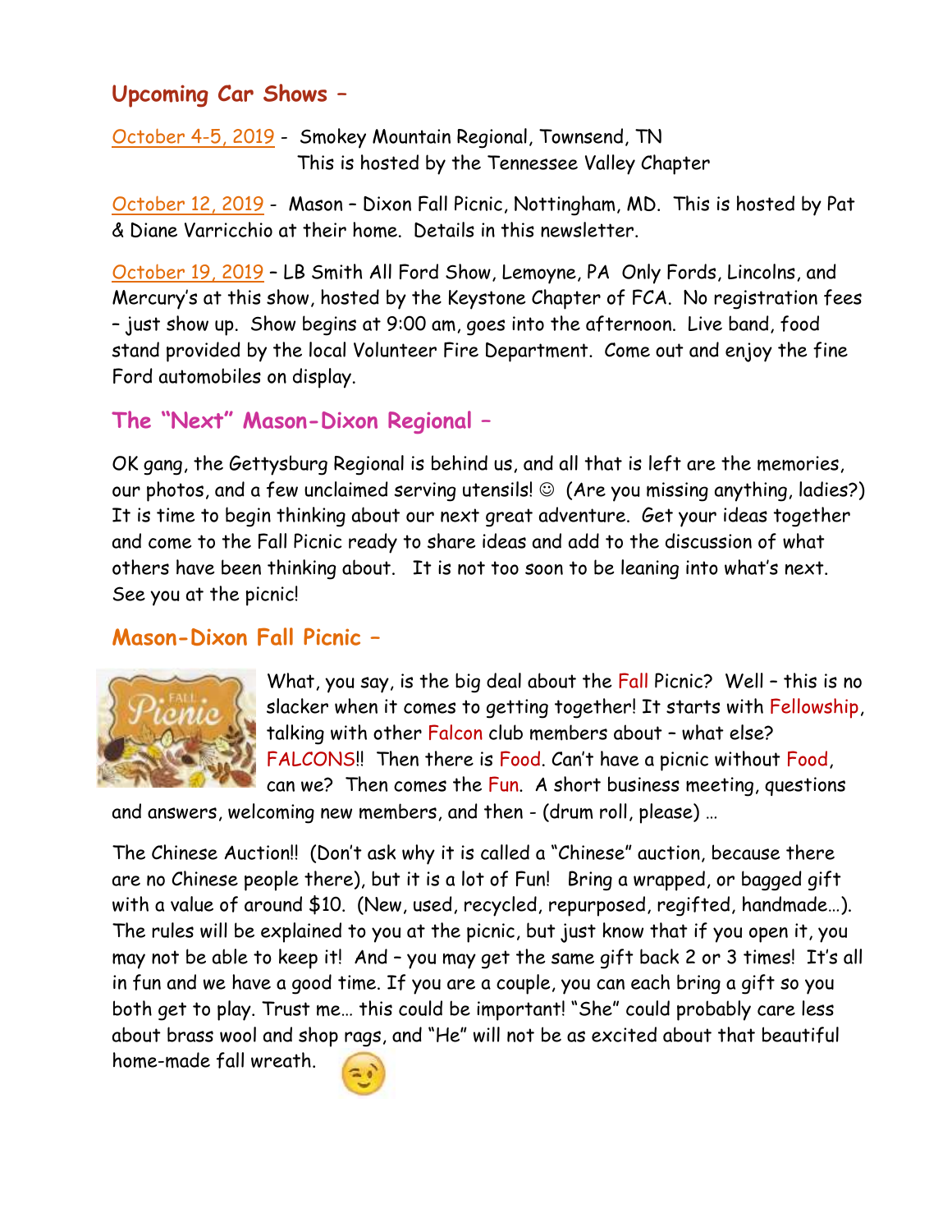## Upcoming Car Shows –

October 4-5, 2019 - Smokey Mountain Regional, Townsend, TN
This is hosted by the Tennessee Valley Chapter

October 12, 2019 - Mason – Dixon Fall Picnic, Nottingham, MD. This is hosted by Pat & Diane Varricchio at their home. Details in this newsletter.

October 19, 2019 – LB Smith All Ford Show, Lemoyne, PA Only Fords, Lincolns, and Mercury's at this show, hosted by the Keystone Chapter of FCA. No registration fees – just show up. Show begins at 9:00 am, goes into the afternoon. Live band, food stand provided by the local Volunteer Fire Department. Come out and enjoy the fine Ford automobiles on display.

## The "Next" Mason-Dixon Regional –

OK gang, the Gettysburg Regional is behind us, and all that is left are the memories, our photos, and a few unclaimed serving utensils! ☺ (Are you missing anything, ladies?) It is time to begin thinking about our next great adventure. Get your ideas together and come to the Fall Picnic ready to share ideas and add to the discussion of what others have been thinking about. It is not too soon to be leaning into what's next. See you at the picnic!

## Mason-Dixon Fall Picnic –

What, you say, is the big deal about the Fall Picnic? Well – this is no slacker when it comes to getting together! It starts with Fellowship, talking with other Falcon club members about – what else? FALCONS!! Then there is Food. Can't have a picnic without Food, can we? Then comes the Fun. A short business meeting, questions and answers, welcoming new members, and then - (drum roll, please) …

The Chinese Auction!! (Don't ask why it is called a "Chinese" auction, because there are no Chinese people there), but it is a lot of Fun! Bring a wrapped, or bagged gift with a value of around $10. (New, used, recycled, repurposed, regifted, handmade…). The rules will be explained to you at the picnic, but just know that if you open it, you may not be able to keep it! And – you may get the same gift back 2 or 3 times! It's all in fun and we have a good time. If you are a couple, you can each bring a gift so you both get to play. Trust me… this could be important! "She" could probably care less about brass wool and shop rags, and "He" will not be as excited about that beautiful home-made fall wreath. 😉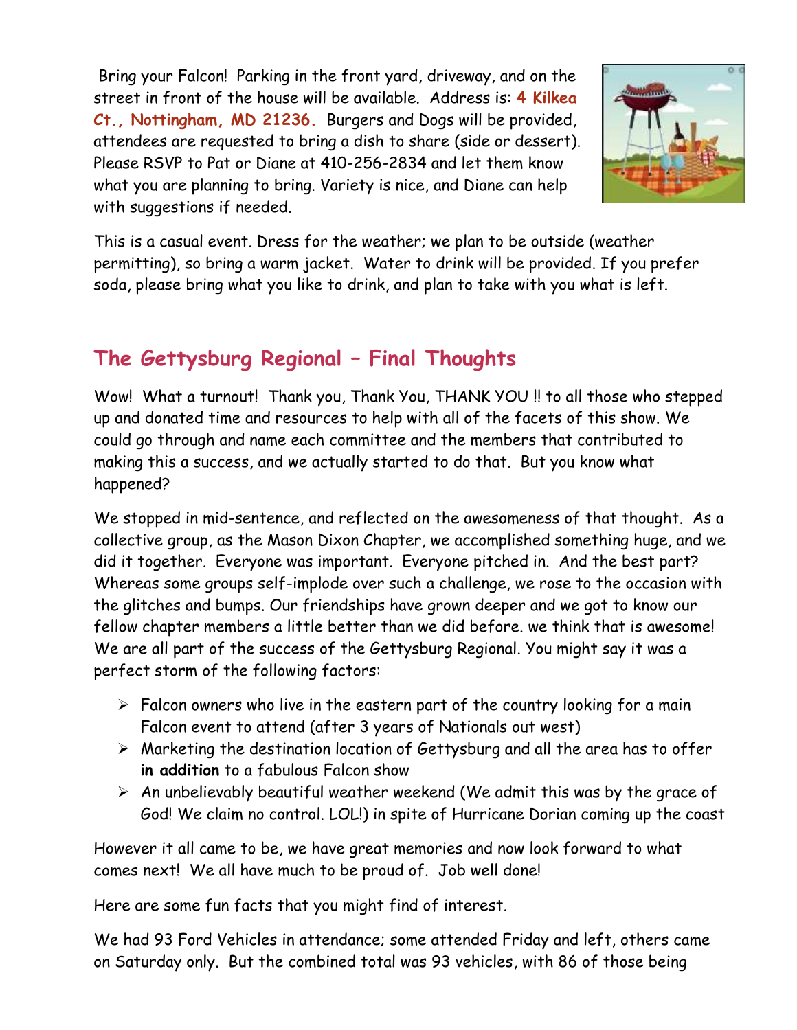Bring your Falcon! Parking in the front yard, driveway, and on the street in front of the house will be available. Address is: **4 Kilkea Ct., Nottingham, MD 21236.** Burgers and Dogs will be provided, attendees are requested to bring a dish to share (side or dessert). Please RSVP to Pat or Diane at 410-256-2834 and let them know what you are planning to bring. Variety is nice, and Diane can help with suggestions if needed.

This is a casual event. Dress for the weather; we plan to be outside (weather permitting), so bring a warm jacket. Water to drink will be provided. If you prefer soda, please bring what you like to drink, and plan to take with you what is left.

## The Gettysburg Regional – Final Thoughts

Wow! What a turnout! Thank you, Thank You, THANK YOU !! to all those who stepped up and donated time and resources to help with all of the facets of this show. We could go through and name each committee and the members that contributed to making this a success, and we actually started to do that. But you know what happened?

We stopped in mid-sentence, and reflected on the awesomeness of that thought. As a collective group, as the Mason Dixon Chapter, we accomplished something huge, and we did it together. Everyone was important. Everyone pitched in. And the best part? Whereas some groups self-implode over such a challenge, we rose to the occasion with the glitches and bumps. Our friendships have grown deeper and we got to know our fellow chapter members a little better than we did before. we think that is awesome! We are all part of the success of the Gettysburg Regional. You might say it was a perfect storm of the following factors:

- Falcon owners who live in the eastern part of the country looking for a main Falcon event to attend (after 3 years of Nationals out west)
- Marketing the destination location of Gettysburg and all the area has to offer **in addition** to a fabulous Falcon show
- An unbelievably beautiful weather weekend (We admit this was by the grace of God! We claim no control. LOL!) in spite of Hurricane Dorian coming up the coast

However it all came to be, we have great memories and now look forward to what comes next! We all have much to be proud of. Job well done!

Here are some fun facts that you might find of interest.

We had 93 Ford Vehicles in attendance; some attended Friday and left, others came on Saturday only. But the combined total was 93 vehicles, with 86 of those being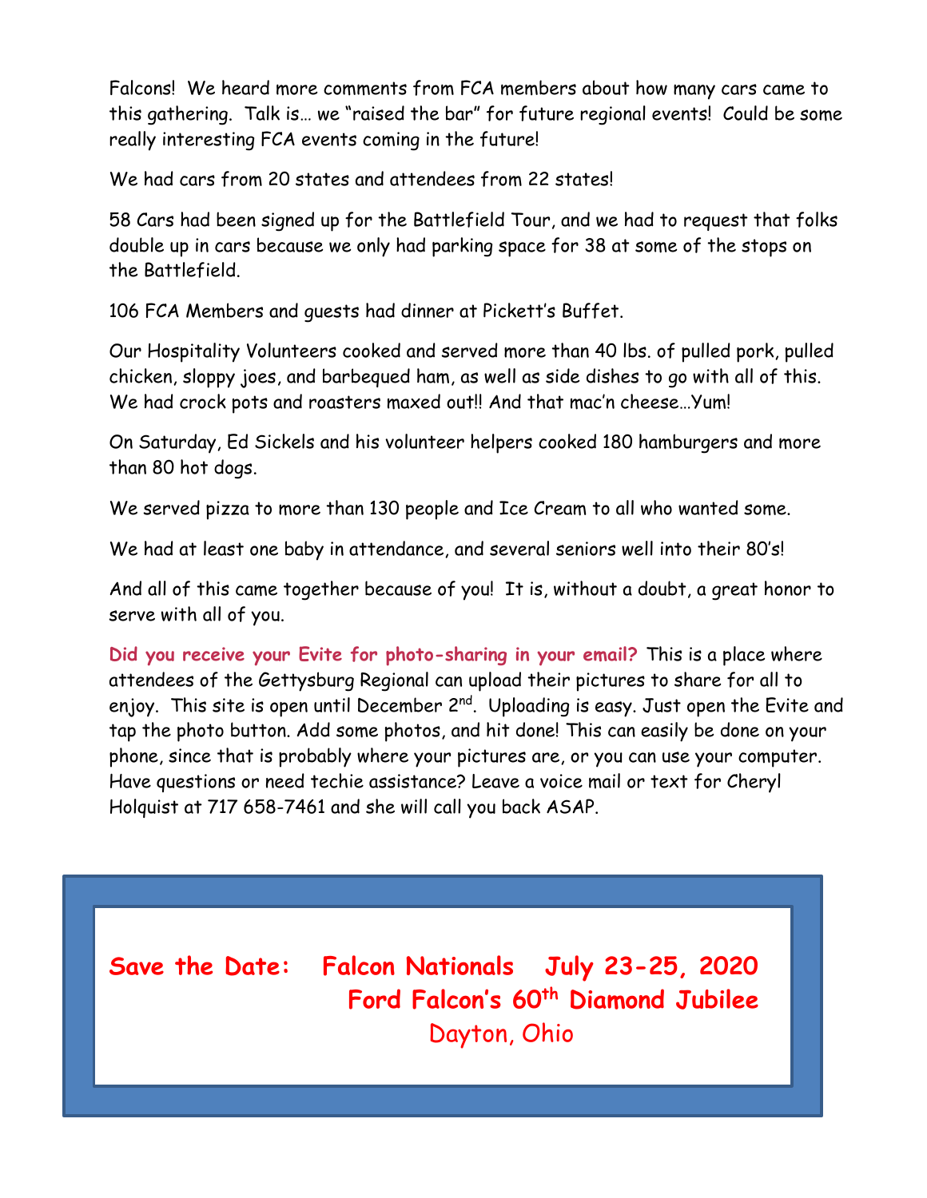Falcons! We heard more comments from FCA members about how many cars came to this gathering. Talk is… we "raised the bar" for future regional events! Could be some really interesting FCA events coming in the future!

We had cars from 20 states and attendees from 22 states!

58 Cars had been signed up for the Battlefield Tour, and we had to request that folks double up in cars because we only had parking space for 38 at some of the stops on the Battlefield.

106 FCA Members and guests had dinner at Pickett's Buffet.

Our Hospitality Volunteers cooked and served more than 40 lbs. of pulled pork, pulled chicken, sloppy joes, and barbequed ham, as well as side dishes to go with all of this. We had crock pots and roasters maxed out!! And that mac'n cheese…Yum!

On Saturday, Ed Sickels and his volunteer helpers cooked 180 hamburgers and more than 80 hot dogs.

We served pizza to more than 130 people and Ice Cream to all who wanted some.

We had at least one baby in attendance, and several seniors well into their 80's!

And all of this came together because of you! It is, without a doubt, a great honor to serve with all of you.

**Did you receive your Evite for photo-sharing in your email?** This is a place where attendees of the Gettysburg Regional can upload their pictures to share for all to enjoy. This site is open until December 2nd. Uploading is easy. Just open the Evite and tap the photo button. Add some photos, and hit done! This can easily be done on your phone, since that is probably where your pictures are, or you can use your computer. Have questions or need techie assistance? Leave a voice mail or text for Cheryl Holquist at 717 658-7461 and she will call you back ASAP.

**Save the Date: Falcon Nationals July 23-25, 2020**
**Ford Falcon's 60th Diamond Jubilee**
Dayton, Ohio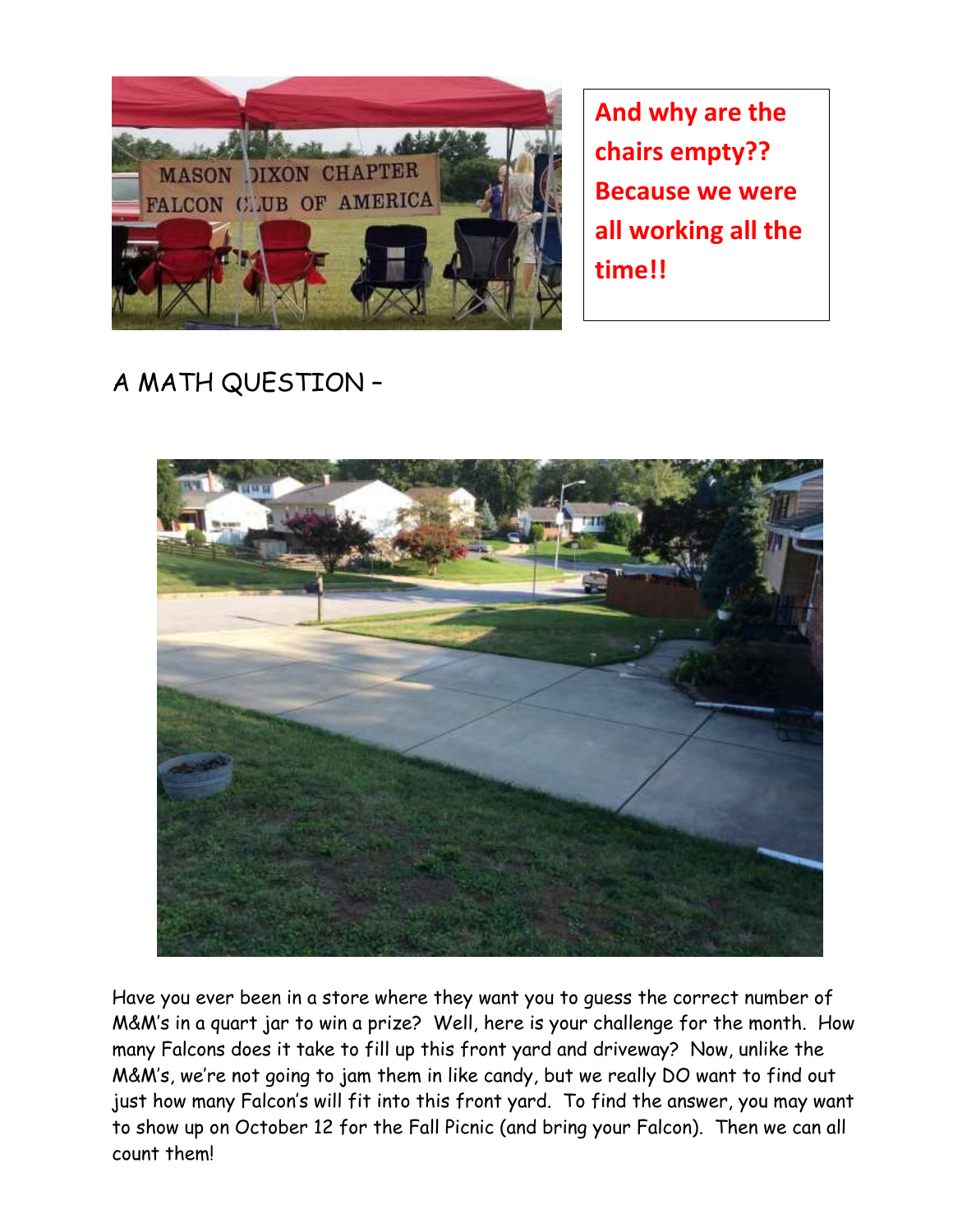**And why are the chairs empty?? Because we were all working all the time!!**

A MATH QUESTION –

Have you ever been in a store where they want you to guess the correct number of M&M's in a quart jar to win a prize? Well, here is your challenge for the month. How many Falcons does it take to fill up this front yard and driveway? Now, unlike the M&M's, we're not going to jam them in like candy, but we really DO want to find out just how many Falcon's will fit into this front yard. To find the answer, you may want to show up on October 12 for the Fall Picnic (and bring your Falcon). Then we can all count them!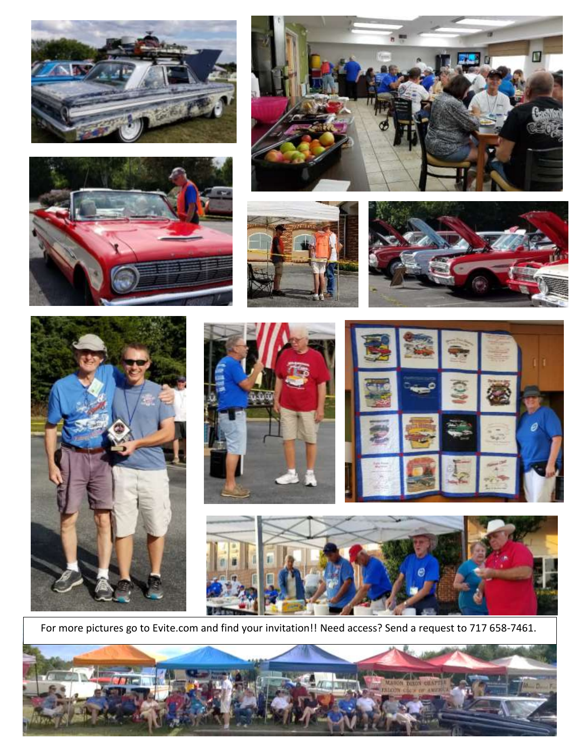For more pictures go to Evite.com and find your invitation!! Need access? Send a request to 717 658-7461.